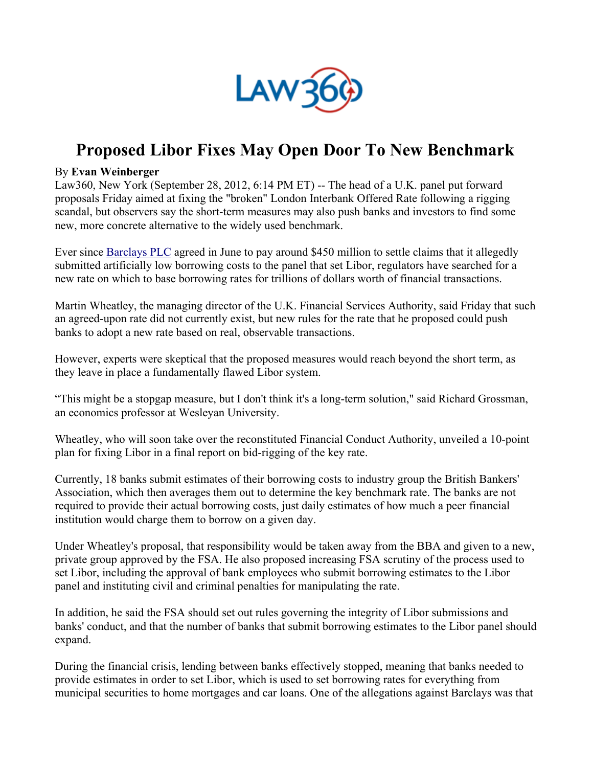# Proposed Libor Fixes May Open Door To New Benchmark

By **Evan Weinberger**

Law360, New York (September 28, 2012, 6:14 PM ET) -- The head of a U.K. panel put forward proposals Friday aimed at fixing the "broken" London Interbank Offered Rate following a rigging scandal, but observers say the short-term measures may also push banks and investors to find some new, more concrete alternative to the widely used benchmark.

Ever since Barclays PLC agreed in June to pay around $450 million to settle claims that it allegedly submitted artificially low borrowing costs to the panel that set Libor, regulators have searched for a new rate on which to base borrowing rates for trillions of dollars worth of financial transactions.

Martin Wheatley, the managing director of the U.K. Financial Services Authority, said Friday that such an agreed-upon rate did not currently exist, but new rules for the rate that he proposed could push banks to adopt a new rate based on real, observable transactions.

However, experts were skeptical that the proposed measures would reach beyond the short term, as they leave in place a fundamentally flawed Libor system.

“This might be a stopgap measure, but I don't think it's a long-term solution," said Richard Grossman, an economics professor at Wesleyan University.

Wheatley, who will soon take over the reconstituted Financial Conduct Authority, unveiled a 10-point plan for fixing Libor in a final report on bid-rigging of the key rate.

Currently, 18 banks submit estimates of their borrowing costs to industry group the British Bankers' Association, which then averages them out to determine the key benchmark rate. The banks are not required to provide their actual borrowing costs, just daily estimates of how much a peer financial institution would charge them to borrow on a given day.

Under Wheatley's proposal, that responsibility would be taken away from the BBA and given to a new, private group approved by the FSA. He also proposed increasing FSA scrutiny of the process used to set Libor, including the approval of bank employees who submit borrowing estimates to the Libor panel and instituting civil and criminal penalties for manipulating the rate.

In addition, he said the FSA should set out rules governing the integrity of Libor submissions and banks' conduct, and that the number of banks that submit borrowing estimates to the Libor panel should expand.

During the financial crisis, lending between banks effectively stopped, meaning that banks needed to provide estimates in order to set Libor, which is used to set borrowing rates for everything from municipal securities to home mortgages and car loans. One of the allegations against Barclays was that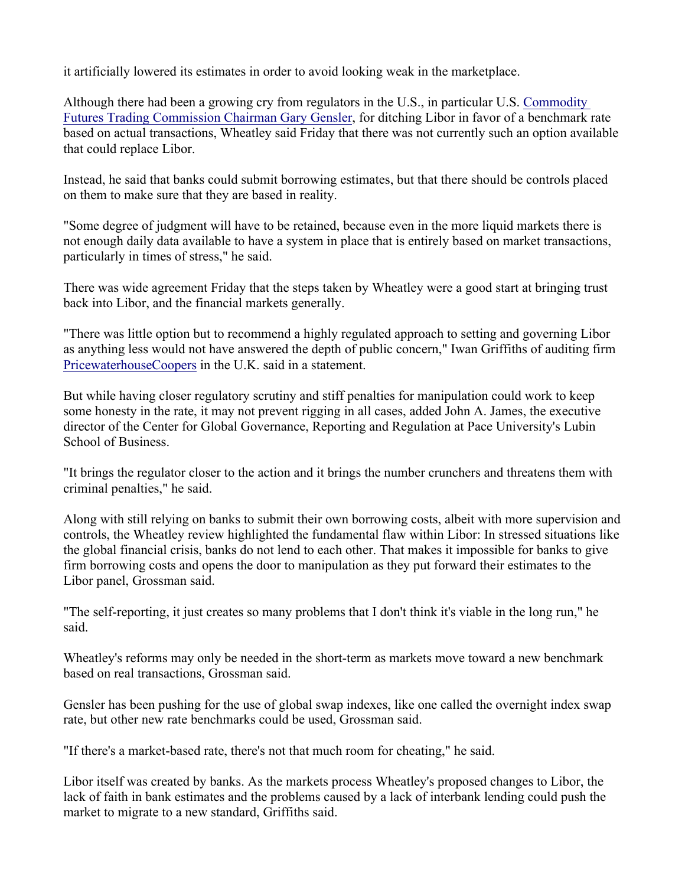it artificially lowered its estimates in order to avoid looking weak in the marketplace.

Although there had been a growing cry from regulators in the U.S., in particular U.S. [Commodity Futures Trading Commission Chairman Gary Gensler](), for ditching Libor in favor of a benchmark rate based on actual transactions, Wheatley said Friday that there was not currently such an option available that could replace Libor.

Instead, he said that banks could submit borrowing estimates, but that there should be controls placed on them to make sure that they are based in reality.

"Some degree of judgment will have to be retained, because even in the more liquid markets there is not enough daily data available to have a system in place that is entirely based on market transactions, particularly in times of stress," he said.

There was wide agreement Friday that the steps taken by Wheatley were a good start at bringing trust back into Libor, and the financial markets generally.

"There was little option but to recommend a highly regulated approach to setting and governing Libor as anything less would not have answered the depth of public concern," Iwan Griffiths of auditing firm [PricewaterhouseCoopers]() in the U.K. said in a statement.

But while having closer regulatory scrutiny and stiff penalties for manipulation could work to keep some honesty in the rate, it may not prevent rigging in all cases, added John A. James, the executive director of the Center for Global Governance, Reporting and Regulation at Pace University's Lubin School of Business.

"It brings the regulator closer to the action and it brings the number crunchers and threatens them with criminal penalties," he said.

Along with still relying on banks to submit their own borrowing costs, albeit with more supervision and controls, the Wheatley review highlighted the fundamental flaw within Libor: In stressed situations like the global financial crisis, banks do not lend to each other. That makes it impossible for banks to give firm borrowing costs and opens the door to manipulation as they put forward their estimates to the Libor panel, Grossman said.

"The self-reporting, it just creates so many problems that I don't think it's viable in the long run," he said.

Wheatley's reforms may only be needed in the short-term as markets move toward a new benchmark based on real transactions, Grossman said.

Gensler has been pushing for the use of global swap indexes, like one called the overnight index swap rate, but other new rate benchmarks could be used, Grossman said.

"If there's a market-based rate, there's not that much room for cheating," he said.

Libor itself was created by banks. As the markets process Wheatley's proposed changes to Libor, the lack of faith in bank estimates and the problems caused by a lack of interbank lending could push the market to migrate to a new standard, Griffiths said.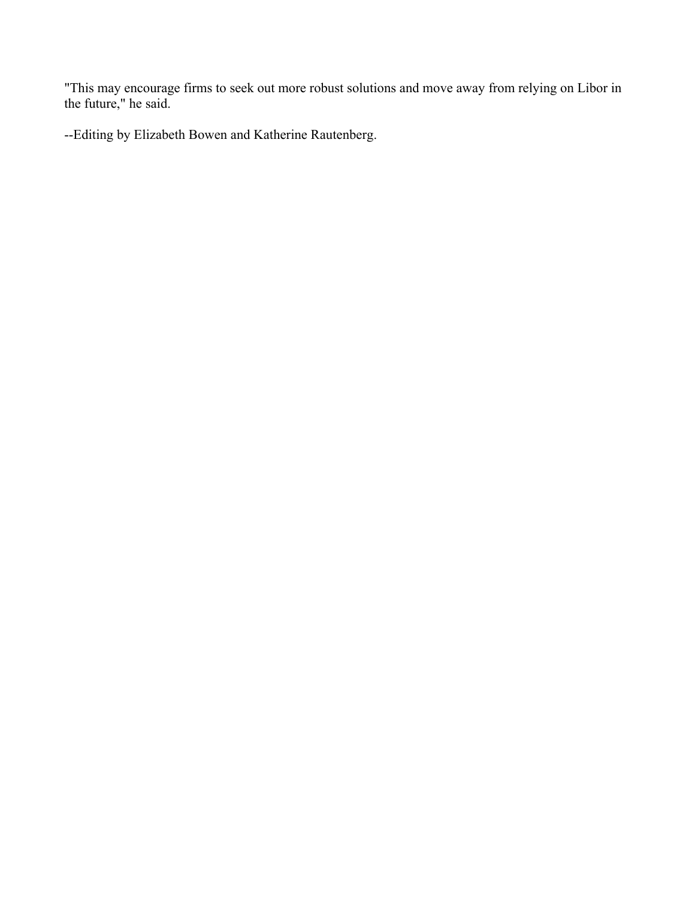"This may encourage firms to seek out more robust solutions and move away from relying on Libor in the future," he said.

--Editing by Elizabeth Bowen and Katherine Rautenberg.